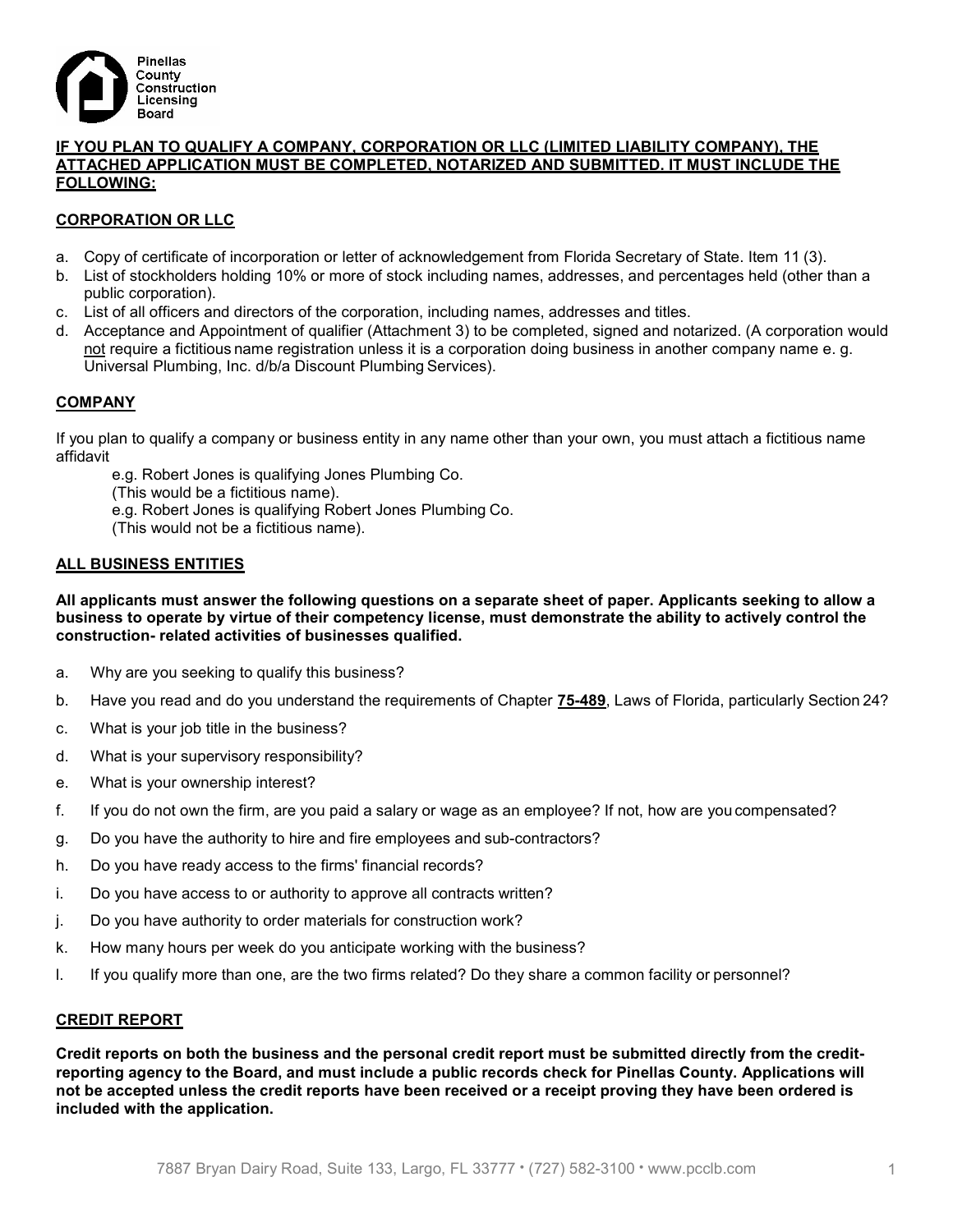Pinellas County Construction Licensing Board

**IF YOU PLAN TO QUALIFY A COMPANY, CORPORATION OR LLC (LIMITED LIABILITY COMPANY), THE ATTACHED APPLICATION MUST BE COMPLETED, NOTARIZED AND SUBMITTED. IT MUST INCLUDE THE FOLLOWING:**

## CORPORATION OR LLC

a. Copy of certificate of incorporation or letter of acknowledgement from Florida Secretary of State. Item 11 (3).
b. List of stockholders holding 10% or more of stock including names, addresses, and percentages held (other than a public corporation).
c. List of all officers and directors of the corporation, including names, addresses and titles.
d. Acceptance and Appointment of qualifier (Attachment 3) to be completed, signed and notarized. (A corporation would not require a fictitious name registration unless it is a corporation doing business in another company name e. g. Universal Plumbing, Inc. d/b/a Discount Plumbing Services).

## COMPANY

If you plan to qualify a company or business entity in any name other than your own, you must attach a fictitious name affidavit

e.g. Robert Jones is qualifying Jones Plumbing Co.
(This would be a fictitious name).
e.g. Robert Jones is qualifying Robert Jones Plumbing Co.
(This would not be a fictitious name).

## ALL BUSINESS ENTITIES

**All applicants must answer the following questions on a separate sheet of paper. Applicants seeking to allow a business to operate by virtue of their competency license, must demonstrate the ability to actively control the construction- related activities of businesses qualified.**

a. Why are you seeking to qualify this business?
b. Have you read and do you understand the requirements of Chapter **75-489**, Laws of Florida, particularly Section 24?
c. What is your job title in the business?
d. What is your supervisory responsibility?
e. What is your ownership interest?
f. If you do not own the firm, are you paid a salary or wage as an employee? If not, how are you compensated?
g. Do you have the authority to hire and fire employees and sub-contractors?
h. Do you have ready access to the firms' financial records?
i. Do you have access to or authority to approve all contracts written?
j. Do you have authority to order materials for construction work?
k. How many hours per week do you anticipate working with the business?
l. If you qualify more than one, are the two firms related? Do they share a common facility or personnel?

## CREDIT REPORT

**Credit reports on both the business and the personal credit report must be submitted directly from the credit-reporting agency to the Board, and must include a public records check for Pinellas County. Applications will not be accepted unless the credit reports have been received or a receipt proving they have been ordered is included with the application.**

7887 Bryan Dairy Road, Suite 133, Largo, FL 33777 • (727) 582-3100 • www.pcclb.com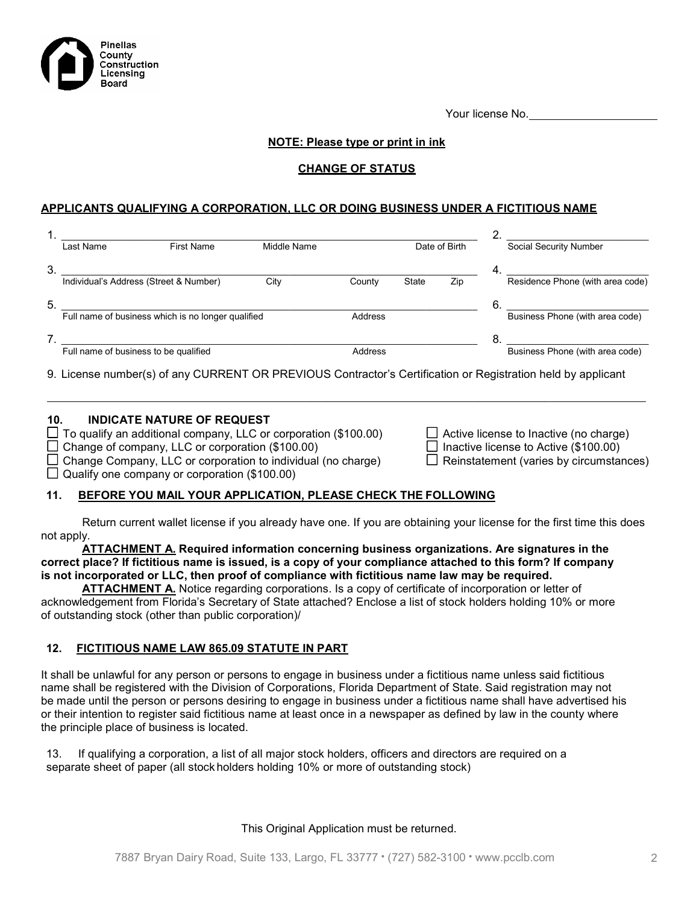Pinellas County Construction Licensing Board

Your license No.____________________

**NOTE: Please type or print in ink**

## CHANGE OF STATUS

### APPLICANTS QUALIFYING A CORPORATION, LLC OR DOING BUSINESS UNDER A FICTITIOUS NAME

1. ______________________________________________
Last Name First Name Middle Name Date of Birth

2. ______________________
Social Security Number

3. ______________________________________________
Individual's Address (Street & Number) City County State Zip

4. ______________________
Residence Phone (with area code)

5. ______________________________________________
Full name of business which is no longer qualified Address

6. ______________________
Business Phone (with area code)

7. ______________________________________________
Full name of business to be qualified Address

8. ______________________
Business Phone (with area code)

9. License number(s) of any CURRENT OR PREVIOUS Contractor's Certification or Registration held by applicant

______________________________________________

### 10. INDICATE NATURE OF REQUEST

- ☐ To qualify an additional company, LLC or corporation ($100.00)
- ☐ Change of company, LLC or corporation ($100.00)
- ☐ Change Company, LLC or corporation to individual (no charge)
- ☐ Qualify one company or corporation ($100.00)
- ☐ Active license to Inactive (no charge)
- ☐ Inactive license to Active ($100.00)
- ☐ Reinstatement (varies by circumstances)

### 11. BEFORE YOU MAIL YOUR APPLICATION, PLEASE CHECK THE FOLLOWING

Return current wallet license if you already have one. If you are obtaining your license for the first time this does not apply.

**ATTACHMENT A. Required information concerning business organizations. Are signatures in the correct place? If fictitious name is issued, is a copy of your compliance attached to this form? If company is not incorporated or LLC, then proof of compliance with fictitious name law may be required.**

**ATTACHMENT A.** Notice regarding corporations. Is a copy of certificate of incorporation or letter of acknowledgement from Florida's Secretary of State attached? Enclose a list of stock holders holding 10% or more of outstanding stock (other than public corporation)/

### 12. FICTITIOUS NAME LAW 865.09 STATUTE IN PART

It shall be unlawful for any person or persons to engage in business under a fictitious name unless said fictitious name shall be registered with the Division of Corporations, Florida Department of State. Said registration may not be made until the person or persons desiring to engage in business under a fictitious name shall have advertised his or their intention to register said fictitious name at least once in a newspaper as defined by law in the county where the principle place of business is located.

13. If qualifying a corporation, a list of all major stock holders, officers and directors are required on a separate sheet of paper (all stock holders holding 10% or more of outstanding stock)

This Original Application must be returned.

7887 Bryan Dairy Road, Suite 133, Largo, FL 33777 • (727) 582-3100 • www.pcclb.com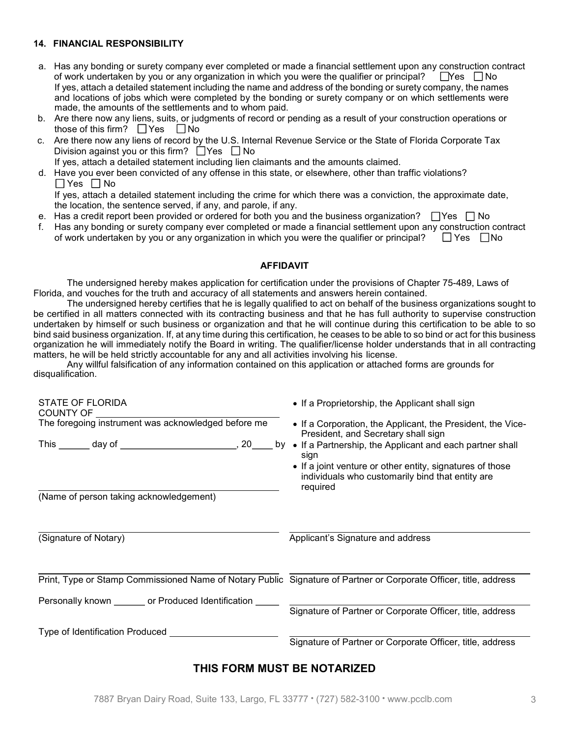### 14. FINANCIAL RESPONSIBILITY

a. Has any bonding or surety company ever completed or made a financial settlement upon any construction contract of work undertaken by you or any organization in which you were the qualifier or principal? ☐ Yes ☐ No
   If yes, attach a detailed statement including the name and address of the bonding or surety company, the names and locations of jobs which were completed by the bonding or surety company or on which settlements were made, the amounts of the settlements and to whom paid.

b. Are there now any liens, suits, or judgments of record or pending as a result of your construction operations or those of this firm? ☐ Yes ☐ No

c. Are there now any liens of record by the U.S. Internal Revenue Service or the State of Florida Corporate Tax Division against you or this firm? ☐ Yes ☐ No
   If yes, attach a detailed statement including lien claimants and the amounts claimed.

d. Have you ever been convicted of any offense in this state, or elsewhere, other than traffic violations? ☐ Yes ☐ No
   If yes, attach a detailed statement including the crime for which there was a conviction, the approximate date, the location, the sentence served, if any, and parole, if any.

e. Has a credit report been provided or ordered for both you and the business organization? ☐ Yes ☐ No

f. Has any bonding or surety company ever completed or made a financial settlement upon any construction contract of work undertaken by you or any organization in which you were the qualifier or principal? ☐ Yes ☐ No

## AFFIDAVIT

The undersigned hereby makes application for certification under the provisions of Chapter 75-489, Laws of Florida, and vouches for the truth and accuracy of all statements and answers herein contained.

The undersigned hereby certifies that he is legally qualified to act on behalf of the business organizations sought to be certified in all matters connected with its contracting business and that he has full authority to supervise construction undertaken by himself or such business or organization and that he will continue during this certification to be able to so bind said business organization. If, at any time during this certification, he ceases to be able to so bind or act for this business organization he will immediately notify the Board in writing. The qualifier/license holder understands that in all contracting matters, he will be held strictly accountable for any and all activities involving his license.

Any willful falsification of any information contained on this application or attached forms are grounds for disqualification.

STATE OF FLORIDA
COUNTY OF ______________________

The foregoing instrument was acknowledged before me

This ______ day of ______________________, 20____ by

______________________
(Name of person taking acknowledgement)

______________________
(Signature of Notary)

______________________
Print, Type or Stamp Commissioned Name of Notary Public

Personally known ______ or Produced Identification _____

Type of Identification Produced ______________________

- If a Proprietorship, the Applicant shall sign
- If a Corporation, the Applicant, the President, the Vice-President, and Secretary shall sign
- If a Partnership, the Applicant and each partner shall sign
- If a joint venture or other entity, signatures of those individuals who customarily bind that entity are required

______________________
Applicant's Signature and address

______________________
Signature of Partner or Corporate Officer, title, address

______________________
Signature of Partner or Corporate Officer, title, address

______________________
Signature of Partner or Corporate Officer, title, address

## THIS FORM MUST BE NOTARIZED

7887 Bryan Dairy Road, Suite 133, Largo, FL 33777 • (727) 582-3100 • www.pcclb.com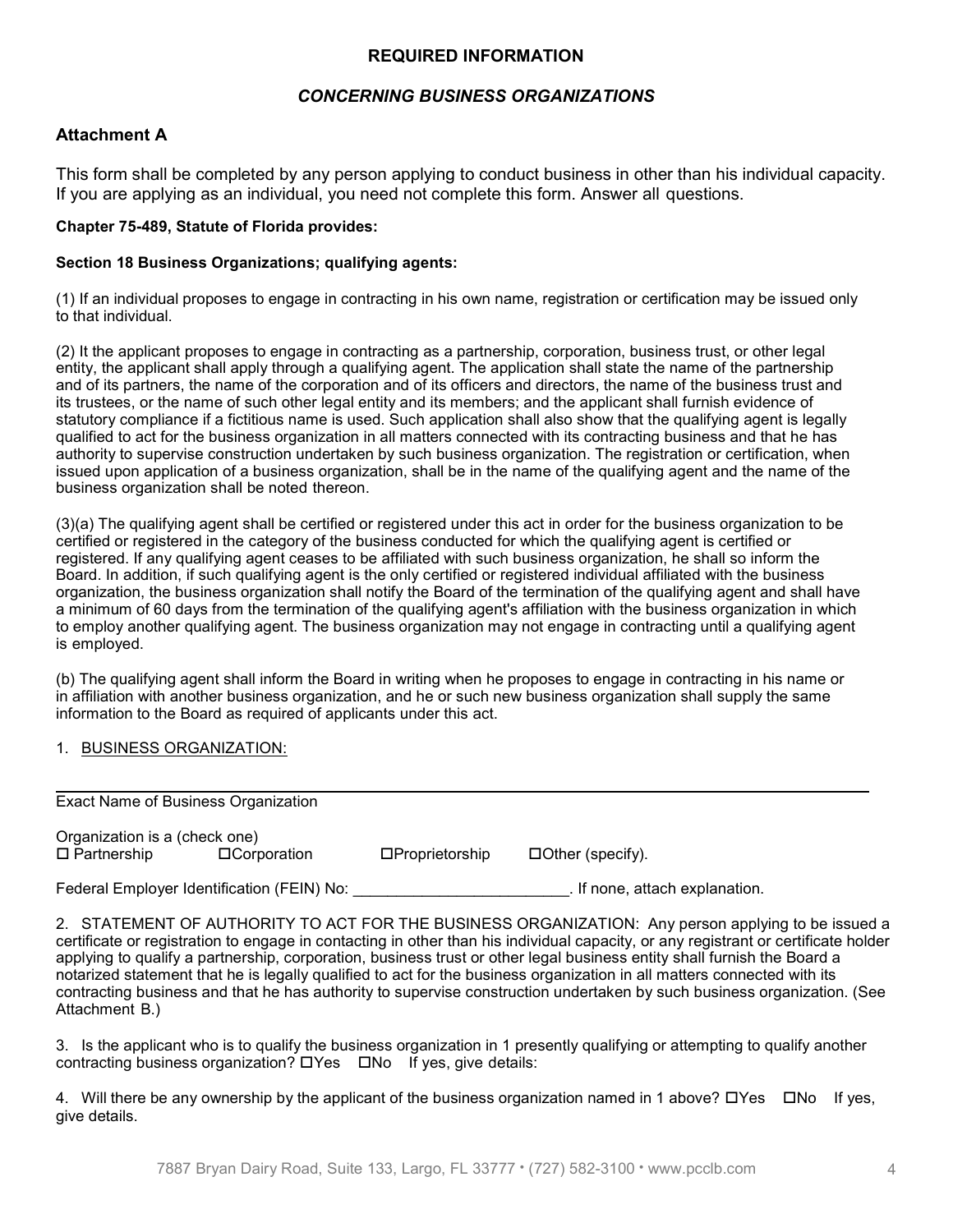## REQUIRED INFORMATION

### *CONCERNING BUSINESS ORGANIZATIONS*

### Attachment A

This form shall be completed by any person applying to conduct business in other than his individual capacity. If you are applying as an individual, you need not complete this form. Answer all questions.

**Chapter 75-489, Statute of Florida provides:**

**Section 18 Business Organizations; qualifying agents:**

(1) If an individual proposes to engage in contracting in his own name, registration or certification may be issued only to that individual.

(2) It the applicant proposes to engage in contracting as a partnership, corporation, business trust, or other legal entity, the applicant shall apply through a qualifying agent. The application shall state the name of the partnership and of its partners, the name of the corporation and of its officers and directors, the name of the business trust and its trustees, or the name of such other legal entity and its members; and the applicant shall furnish evidence of statutory compliance if a fictitious name is used. Such application shall also show that the qualifying agent is legally qualified to act for the business organization in all matters connected with its contracting business and that he has authority to supervise construction undertaken by such business organization. The registration or certification, when issued upon application of a business organization, shall be in the name of the qualifying agent and the name of the business organization shall be noted thereon.

(3)(a) The qualifying agent shall be certified or registered under this act in order for the business organization to be certified or registered in the category of the business conducted for which the qualifying agent is certified or registered. If any qualifying agent ceases to be affiliated with such business organization, he shall so inform the Board. In addition, if such qualifying agent is the only certified or registered individual affiliated with the business organization, the business organization shall notify the Board of the termination of the qualifying agent and shall have a minimum of 60 days from the termination of the qualifying agent's affiliation with the business organization in which to employ another qualifying agent. The business organization may not engage in contracting until a qualifying agent is employed.

(b) The qualifying agent shall inform the Board in writing when he proposes to engage in contracting in his name or in affiliation with another business organization, and he or such new business organization shall supply the same information to the Board as required of applicants under this act.

1. <u>BUSINESS ORGANIZATION:</u>

\_\_\_\_\_\_\_\_\_\_\_\_\_\_\_\_\_\_\_\_\_\_\_\_\_\_\_\_\_\_\_\_\_\_\_\_\_\_\_\_\_\_\_\_\_\_\_\_\_\_\_\_\_\_\_\_\_\_\_\_\_\_\_\_\_\_\_\_\_\_\_\_\_\_\_\_\_\_

Exact Name of Business Organization

Organization is a (check one)
☐ Partnership ☐ Corporation ☐ Proprietorship ☐ Other (specify).

Federal Employer Identification (FEIN) No: \_\_\_\_\_\_\_\_\_\_\_\_\_\_\_\_\_\_\_\_\_\_\_\_\_. If none, attach explanation.

2. STATEMENT OF AUTHORITY TO ACT FOR THE BUSINESS ORGANIZATION: Any person applying to be issued a certificate or registration to engage in contacting in other than his individual capacity, or any registrant or certificate holder applying to qualify a partnership, corporation, business trust or other legal business entity shall furnish the Board a notarized statement that he is legally qualified to act for the business organization in all matters connected with its contracting business and that he has authority to supervise construction undertaken by such business organization. (See Attachment B.)

3. Is the applicant who is to qualify the business organization in 1 presently qualifying or attempting to qualify another contracting business organization? ☐ Yes ☐ No If yes, give details:

4. Will there be any ownership by the applicant of the business organization named in 1 above? ☐ Yes ☐ No If yes, give details.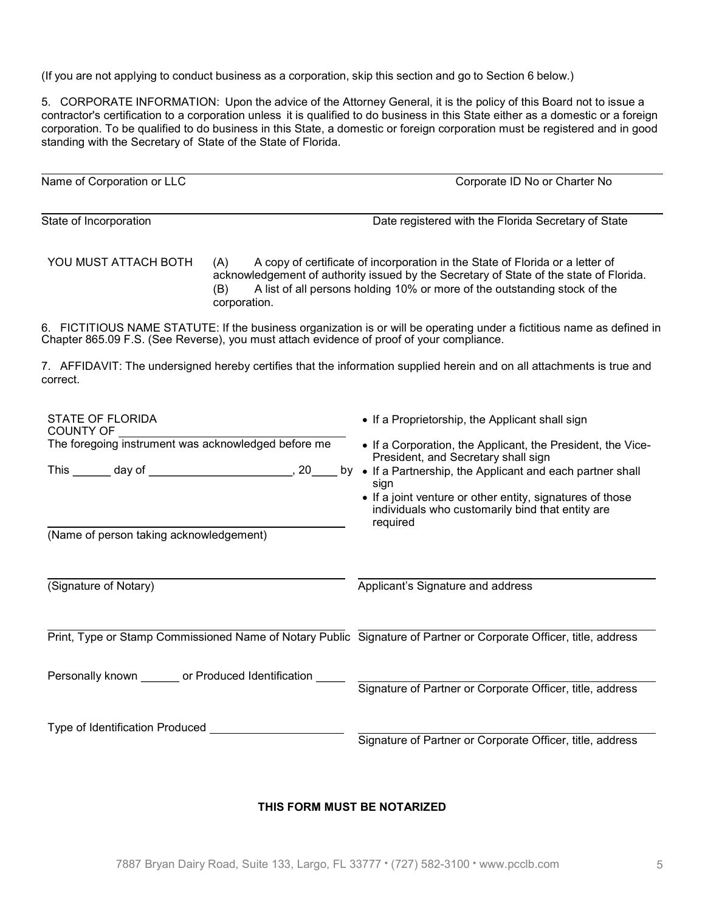(If you are not applying to conduct business as a corporation, skip this section and go to Section 6 below.)

5. CORPORATE INFORMATION: Upon the advice of the Attorney General, it is the policy of this Board not to issue a contractor's certification to a corporation unless it is qualified to do business in this State either as a domestic or a foreign corporation. To be qualified to do business in this State, a domestic or foreign corporation must be registered and in good standing with the Secretary of State of the State of Florida.

______________________________________________________________________________

Name of Corporation or LLC &nbsp;&nbsp;&nbsp;&nbsp;&nbsp;&nbsp;&nbsp;&nbsp;&nbsp;&nbsp;&nbsp;&nbsp;&nbsp;&nbsp;&nbsp;&nbsp;&nbsp;&nbsp;&nbsp;&nbsp; Corporate ID No or Charter No

______________________________________________________________________________

State of Incorporation &nbsp;&nbsp;&nbsp;&nbsp;&nbsp;&nbsp;&nbsp;&nbsp;&nbsp;&nbsp;&nbsp;&nbsp;&nbsp;&nbsp;&nbsp;&nbsp;&nbsp;&nbsp;&nbsp;&nbsp; Date registered with the Florida Secretary of State

YOU MUST ATTACH BOTH
(A) A copy of certificate of incorporation in the State of Florida or a letter of acknowledgement of authority issued by the Secretary of State of the state of Florida.
(B) A list of all persons holding 10% or more of the outstanding stock of the corporation.

6. FICTITIOUS NAME STATUTE: If the business organization is or will be operating under a fictitious name as defined in Chapter 865.09 F.S. (See Reverse), you must attach evidence of proof of your compliance.

7. AFFIDAVIT: The undersigned hereby certifies that the information supplied herein and on all attachments is true and correct.

STATE OF FLORIDA
COUNTY OF ______________________________
The foregoing instrument was acknowledged before me

This ______ day of ______________________, 20____ by

______________________________________________
(Name of person taking acknowledgement)

______________________________________________
(Signature of Notary)

______________________________________________
Print, Type or Stamp Commissioned Name of Notary Public

Personally known ______ or Produced Identification _____

Type of Identification Produced ____________________

- If a Proprietorship, the Applicant shall sign
- If a Corporation, the Applicant, the President, the Vice-President, and Secretary shall sign
- If a Partnership, the Applicant and each partner shall sign
- If a joint venture or other entity, signatures of those individuals who customarily bind that entity are required

______________________________________________
Applicant's Signature and address

______________________________________________
Signature of Partner or Corporate Officer, title, address

______________________________________________
Signature of Partner or Corporate Officer, title, address

______________________________________________
Signature of Partner or Corporate Officer, title, address

**THIS FORM MUST BE NOTARIZED**

7887 Bryan Dairy Road, Suite 133, Largo, FL 33777 • (727) 582-3100 • www.pcclb.com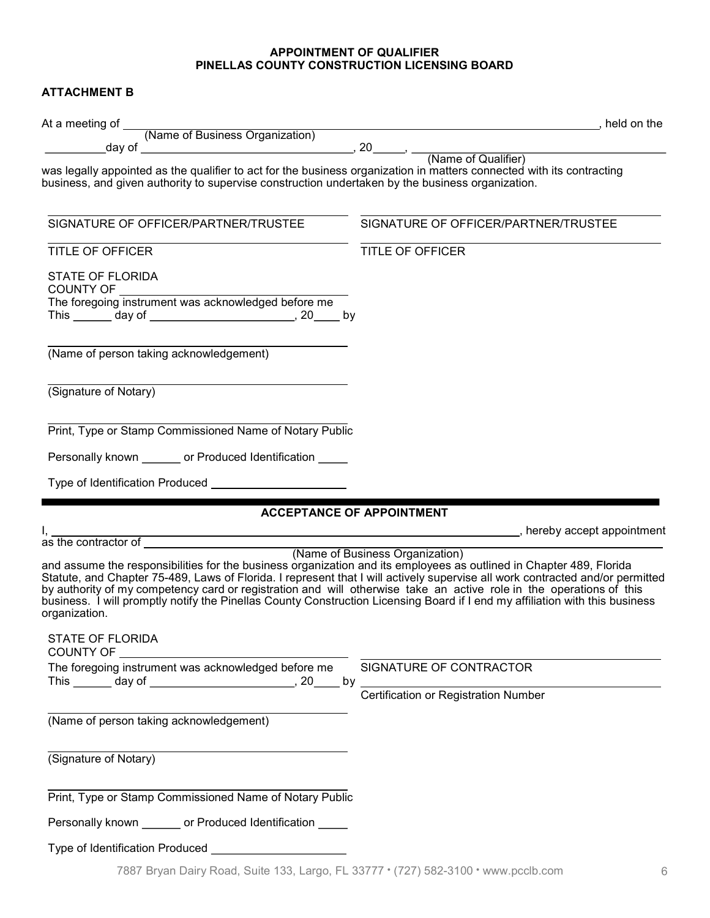**APPOINTMENT OF QUALIFIER**
**PINELLAS COUNTY CONSTRUCTION LICENSING BOARD**

**ATTACHMENT B**

At a meeting of ________________________________________ (Name of Business Organization), held on the _________day of _______________________________, 20_____, ______________________________ (Name of Qualifier) was legally appointed as the qualifier to act for the business organization in matters connected with its contracting business, and given authority to supervise construction undertaken by the business organization.

| | |
|---|---|
| ______________________________ | ______________________________ |
| SIGNATURE OF OFFICER/PARTNER/TRUSTEE | SIGNATURE OF OFFICER/PARTNER/TRUSTEE |
| ______________________________ | ______________________________ |
| TITLE OF OFFICER | TITLE OF OFFICER |

STATE OF FLORIDA
COUNTY OF ______________________________
The foregoing instrument was acknowledged before me
This ______ day of ______________________, 20____ by

______________________________
(Name of person taking acknowledgement)

______________________________
(Signature of Notary)

______________________________
Print, Type or Stamp Commissioned Name of Notary Public

Personally known ______ or Produced Identification _____

Type of Identification Produced ____________________

---

**ACCEPTANCE OF APPOINTMENT**

I, ________________________________________, hereby accept appointment as the contractor of ________________________________________ (Name of Business Organization) and assume the responsibilities for the business organization and its employees as outlined in Chapter 489, Florida Statute, and Chapter 75-489, Laws of Florida. I represent that I will actively supervise all work contracted and/or permitted by authority of my competency card or registration and will otherwise take an active role in the operations of this business. I will promptly notify the Pinellas County Construction Licensing Board if I end my affiliation with this business organization.

STATE OF FLORIDA
COUNTY OF ______________________________
The foregoing instrument was acknowledged before me
This ______ day of ______________________, 20____ by

______________________________
SIGNATURE OF CONTRACTOR

______________________________
Certification or Registration Number

______________________________
(Name of person taking acknowledgement)

______________________________
(Signature of Notary)

______________________________
Print, Type or Stamp Commissioned Name of Notary Public

Personally known ______ or Produced Identification _____

Type of Identification Produced ____________________

7887 Bryan Dairy Road, Suite 133, Largo, FL 33777 • (727) 582-3100 • www.pcclb.com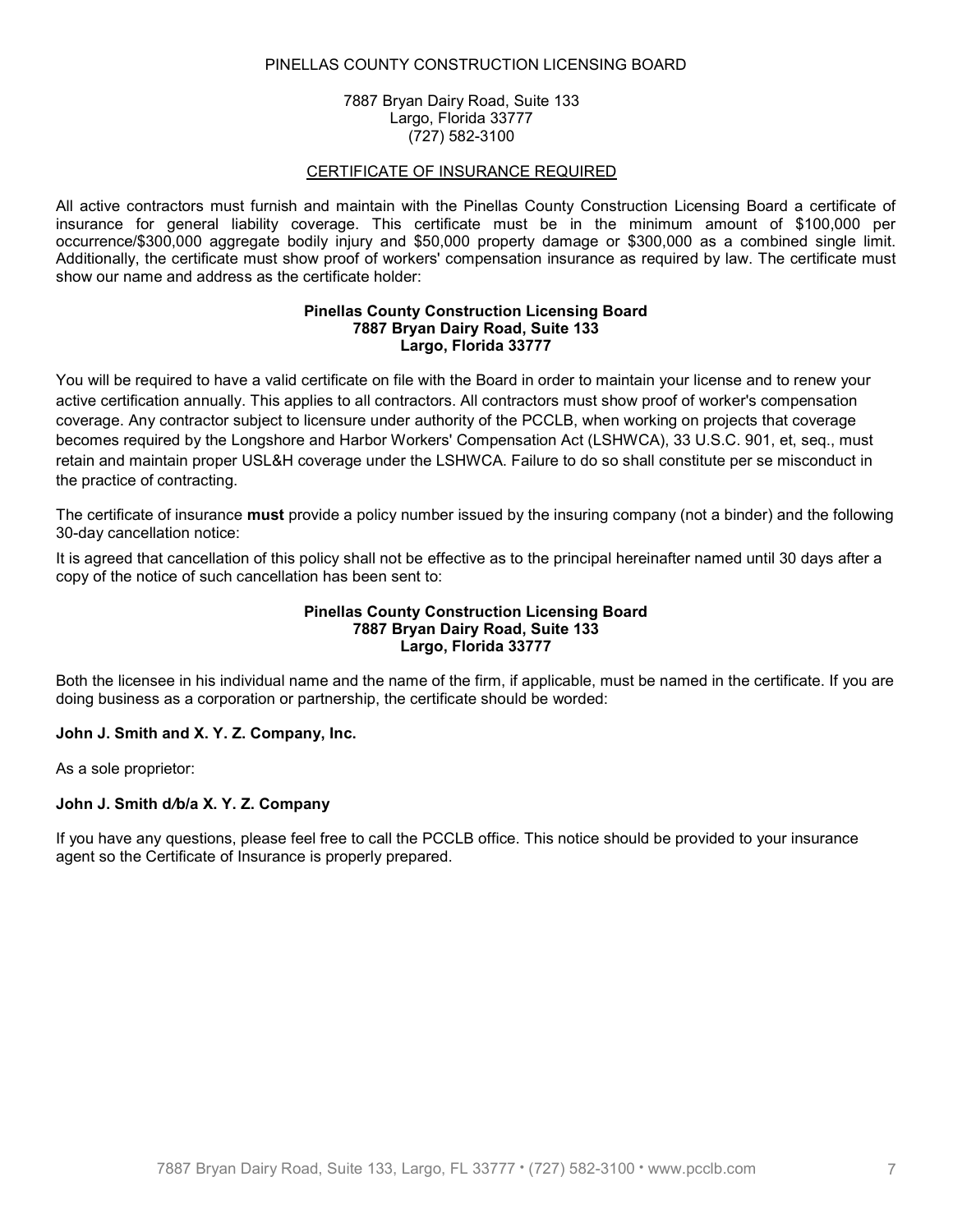PINELLAS COUNTY CONSTRUCTION LICENSING BOARD

7887 Bryan Dairy Road, Suite 133
Largo, Florida 33777
(727) 582-3100

## CERTIFICATE OF INSURANCE REQUIRED

All active contractors must furnish and maintain with the Pinellas County Construction Licensing Board a certificate of insurance for general liability coverage. This certificate must be in the minimum amount of $100,000 per occurrence/$300,000 aggregate bodily injury and $50,000 property damage or $300,000 as a combined single limit. Additionally, the certificate must show proof of workers' compensation insurance as required by law. The certificate must show our name and address as the certificate holder:

**Pinellas County Construction Licensing Board**
**7887 Bryan Dairy Road, Suite 133**
**Largo, Florida 33777**

You will be required to have a valid certificate on file with the Board in order to maintain your license and to renew your active certification annually. This applies to all contractors. All contractors must show proof of worker's compensation coverage. Any contractor subject to licensure under authority of the PCCLB, when working on projects that coverage becomes required by the Longshore and Harbor Workers' Compensation Act (LSHWCA), 33 U.S.C. 901, et, seq., must retain and maintain proper USL&H coverage under the LSHWCA. Failure to do so shall constitute per se misconduct in the practice of contracting.

The certificate of insurance **must** provide a policy number issued by the insuring company (not a binder) and the following 30-day cancellation notice:

It is agreed that cancellation of this policy shall not be effective as to the principal hereinafter named until 30 days after a copy of the notice of such cancellation has been sent to:

**Pinellas County Construction Licensing Board**
**7887 Bryan Dairy Road, Suite 133**
**Largo, Florida 33777**

Both the licensee in his individual name and the name of the firm, if applicable, must be named in the certificate. If you are doing business as a corporation or partnership, the certificate should be worded:

**John J. Smith and X. Y. Z. Company, Inc.**

As a sole proprietor:

**John J. Smith d/b/a X. Y. Z. Company**

If you have any questions, please feel free to call the PCCLB office. This notice should be provided to your insurance agent so the Certificate of Insurance is properly prepared.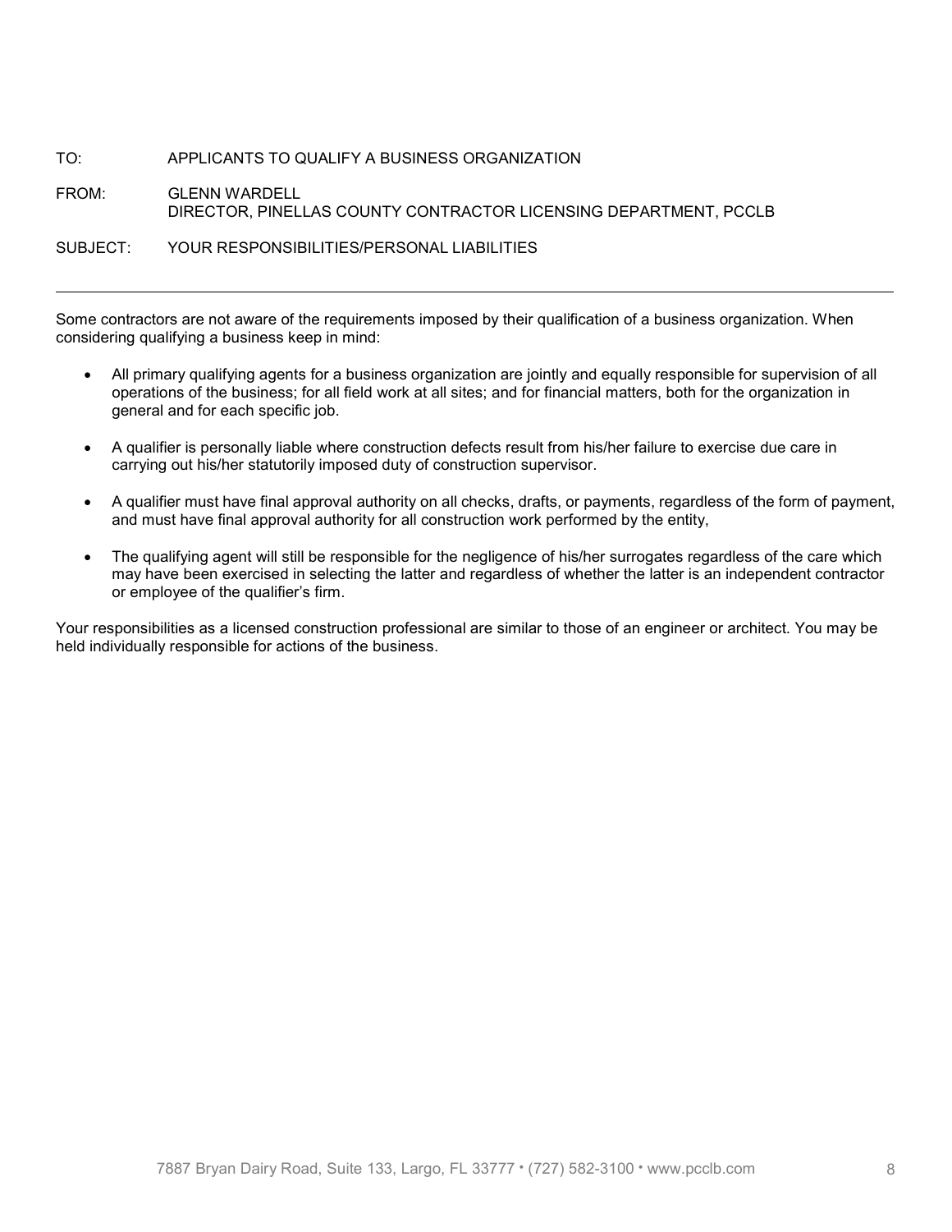TO: APPLICANTS TO QUALIFY A BUSINESS ORGANIZATION

FROM: GLENN WARDELL
DIRECTOR, PINELLAS COUNTY CONTRACTOR LICENSING DEPARTMENT, PCCLB

SUBJECT: YOUR RESPONSIBILITIES/PERSONAL LIABILITIES

---

Some contractors are not aware of the requirements imposed by their qualification of a business organization. When considering qualifying a business keep in mind:

- All primary qualifying agents for a business organization are jointly and equally responsible for supervision of all operations of the business; for all field work at all sites; and for financial matters, both for the organization in general and for each specific job.

- A qualifier is personally liable where construction defects result from his/her failure to exercise due care in carrying out his/her statutorily imposed duty of construction supervisor.

- A qualifier must have final approval authority on all checks, drafts, or payments, regardless of the form of payment, and must have final approval authority for all construction work performed by the entity,

- The qualifying agent will still be responsible for the negligence of his/her surrogates regardless of the care which may have been exercised in selecting the latter and regardless of whether the latter is an independent contractor or employee of the qualifier's firm.

Your responsibilities as a licensed construction professional are similar to those of an engineer or architect. You may be held individually responsible for actions of the business.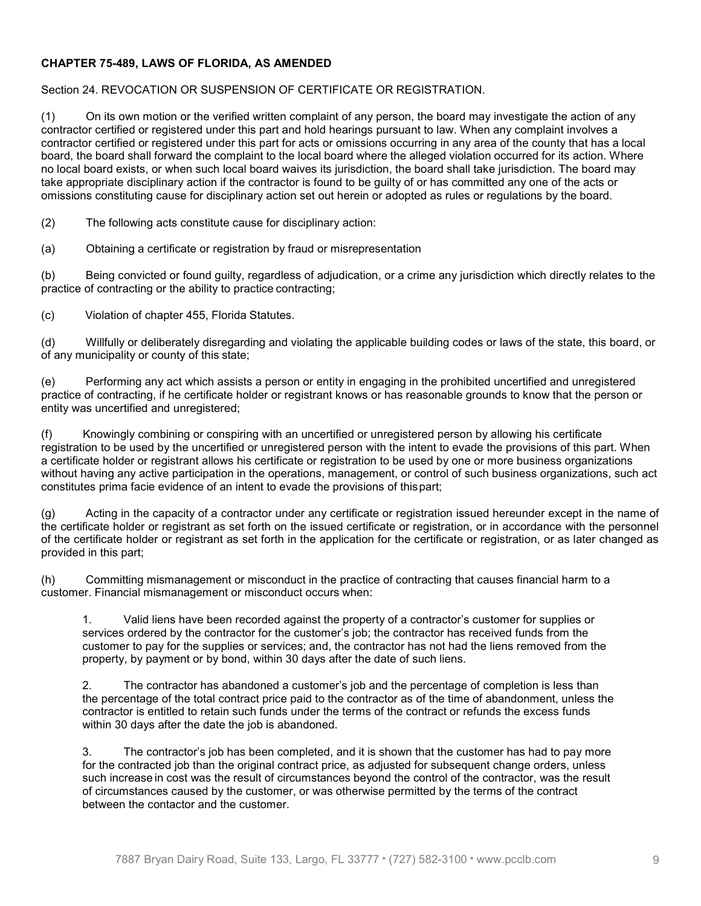**CHAPTER 75-489, LAWS OF FLORIDA, AS AMENDED**

Section 24. REVOCATION OR SUSPENSION OF CERTIFICATE OR REGISTRATION.

(1) On its own motion or the verified written complaint of any person, the board may investigate the action of any contractor certified or registered under this part and hold hearings pursuant to law. When any complaint involves a contractor certified or registered under this part for acts or omissions occurring in any area of the county that has a local board, the board shall forward the complaint to the local board where the alleged violation occurred for its action. Where no local board exists, or when such local board waives its jurisdiction, the board shall take jurisdiction. The board may take appropriate disciplinary action if the contractor is found to be guilty of or has committed any one of the acts or omissions constituting cause for disciplinary action set out herein or adopted as rules or regulations by the board.

(2) The following acts constitute cause for disciplinary action:

(a) Obtaining a certificate or registration by fraud or misrepresentation

(b) Being convicted or found guilty, regardless of adjudication, or a crime any jurisdiction which directly relates to the practice of contracting or the ability to practice contracting;

(c) Violation of chapter 455, Florida Statutes.

(d) Willfully or deliberately disregarding and violating the applicable building codes or laws of the state, this board, or of any municipality or county of this state;

(e) Performing any act which assists a person or entity in engaging in the prohibited uncertified and unregistered practice of contracting, if he certificate holder or registrant knows or has reasonable grounds to know that the person or entity was uncertified and unregistered;

(f) Knowingly combining or conspiring with an uncertified or unregistered person by allowing his certificate registration to be used by the uncertified or unregistered person with the intent to evade the provisions of this part. When a certificate holder or registrant allows his certificate or registration to be used by one or more business organizations without having any active participation in the operations, management, or control of such business organizations, such act constitutes prima facie evidence of an intent to evade the provisions of this part;

(g) Acting in the capacity of a contractor under any certificate or registration issued hereunder except in the name of the certificate holder or registrant as set forth on the issued certificate or registration, or in accordance with the personnel of the certificate holder or registrant as set forth in the application for the certificate or registration, or as later changed as provided in this part;

(h) Committing mismanagement or misconduct in the practice of contracting that causes financial harm to a customer. Financial mismanagement or misconduct occurs when:

1. Valid liens have been recorded against the property of a contractor's customer for supplies or services ordered by the contractor for the customer's job; the contractor has received funds from the customer to pay for the supplies or services; and, the contractor has not had the liens removed from the property, by payment or by bond, within 30 days after the date of such liens.

2. The contractor has abandoned a customer's job and the percentage of completion is less than the percentage of the total contract price paid to the contractor as of the time of abandonment, unless the contractor is entitled to retain such funds under the terms of the contract or refunds the excess funds within 30 days after the date the job is abandoned.

3. The contractor's job has been completed, and it is shown that the customer has had to pay more for the contracted job than the original contract price, as adjusted for subsequent change orders, unless such increase in cost was the result of circumstances beyond the control of the contractor, was the result of circumstances caused by the customer, or was otherwise permitted by the terms of the contract between the contactor and the customer.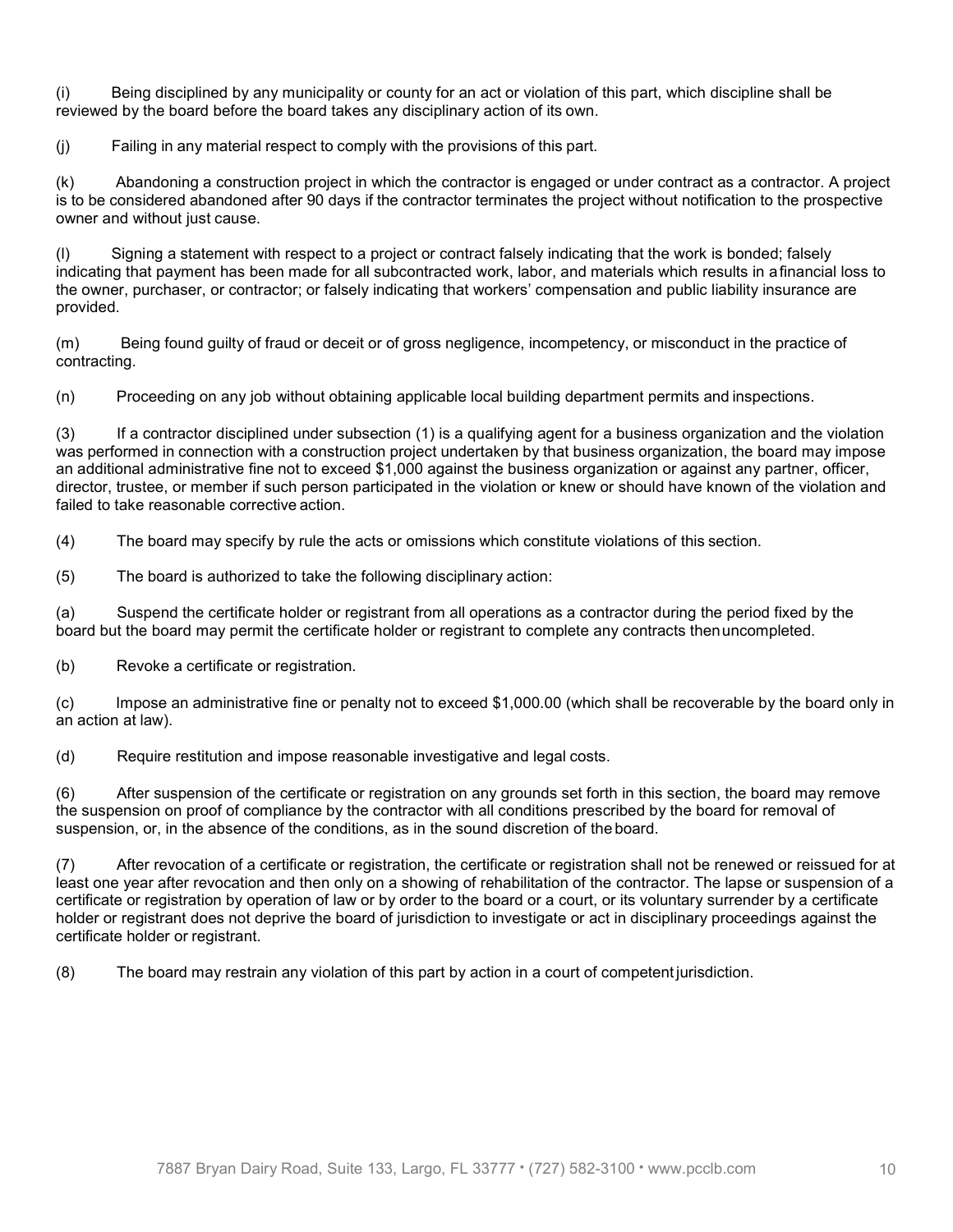(i) Being disciplined by any municipality or county for an act or violation of this part, which discipline shall be reviewed by the board before the board takes any disciplinary action of its own.

(j) Failing in any material respect to comply with the provisions of this part.

(k) Abandoning a construction project in which the contractor is engaged or under contract as a contractor. A project is to be considered abandoned after 90 days if the contractor terminates the project without notification to the prospective owner and without just cause.

(l) Signing a statement with respect to a project or contract falsely indicating that the work is bonded; falsely indicating that payment has been made for all subcontracted work, labor, and materials which results in a financial loss to the owner, purchaser, or contractor; or falsely indicating that workers' compensation and public liability insurance are provided.

(m) Being found guilty of fraud or deceit or of gross negligence, incompetency, or misconduct in the practice of contracting.

(n) Proceeding on any job without obtaining applicable local building department permits and inspections.

(3) If a contractor disciplined under subsection (1) is a qualifying agent for a business organization and the violation was performed in connection with a construction project undertaken by that business organization, the board may impose an additional administrative fine not to exceed $1,000 against the business organization or against any partner, officer, director, trustee, or member if such person participated in the violation or knew or should have known of the violation and failed to take reasonable corrective action.

(4) The board may specify by rule the acts or omissions which constitute violations of this section.

(5) The board is authorized to take the following disciplinary action:

(a) Suspend the certificate holder or registrant from all operations as a contractor during the period fixed by the board but the board may permit the certificate holder or registrant to complete any contracts then uncompleted.

(b) Revoke a certificate or registration.

(c) Impose an administrative fine or penalty not to exceed $1,000.00 (which shall be recoverable by the board only in an action at law).

(d) Require restitution and impose reasonable investigative and legal costs.

(6) After suspension of the certificate or registration on any grounds set forth in this section, the board may remove the suspension on proof of compliance by the contractor with all conditions prescribed by the board for removal of suspension, or, in the absence of the conditions, as in the sound discretion of the board.

(7) After revocation of a certificate or registration, the certificate or registration shall not be renewed or reissued for at least one year after revocation and then only on a showing of rehabilitation of the contractor. The lapse or suspension of a certificate or registration by operation of law or by order to the board or a court, or its voluntary surrender by a certificate holder or registrant does not deprive the board of jurisdiction to investigate or act in disciplinary proceedings against the certificate holder or registrant.

(8) The board may restrain any violation of this part by action in a court of competent jurisdiction.